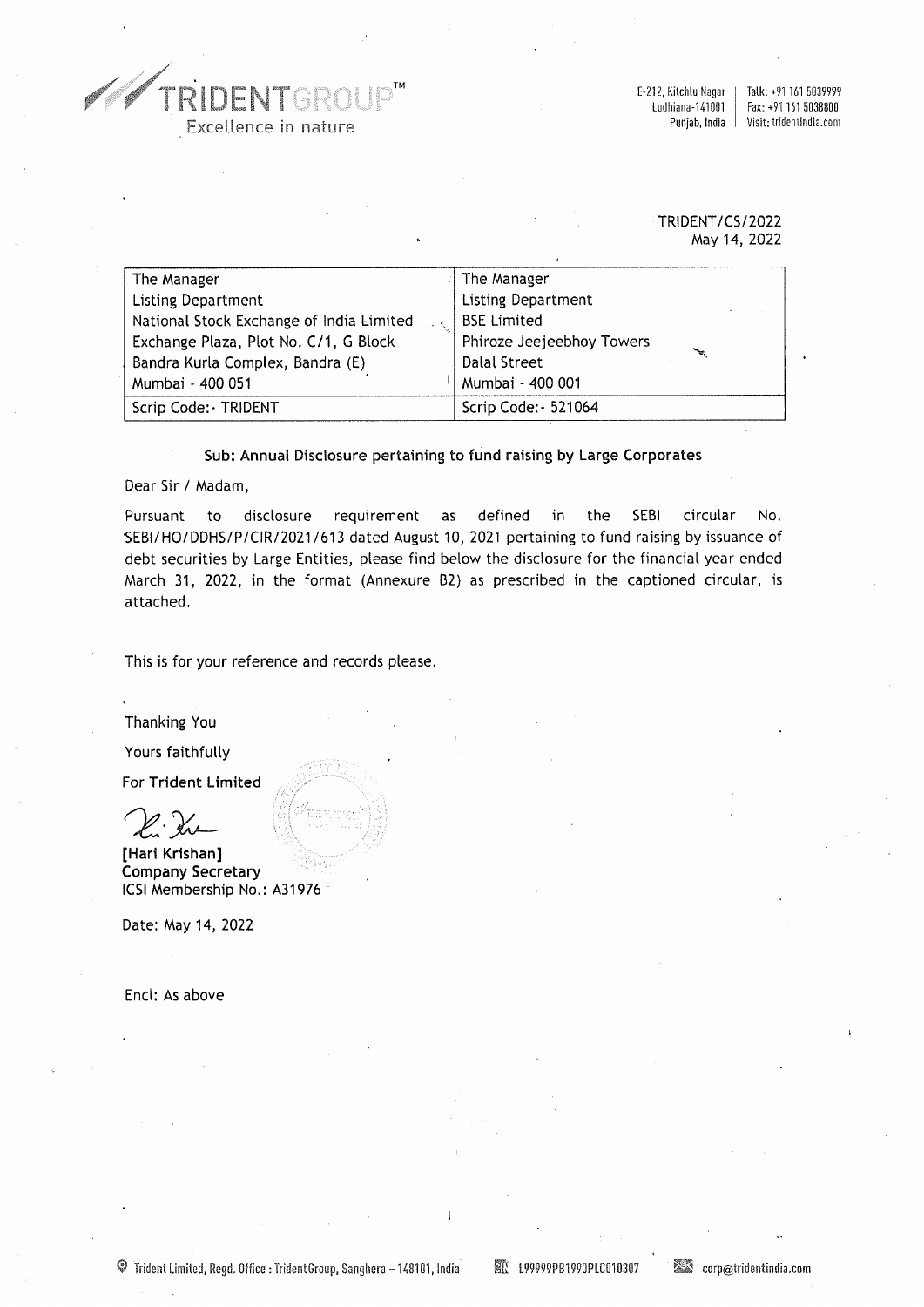TRIDENTGROUP™
Excellence in nature

E-212, Kitchlu Nagar
Ludhiana-141001
Punjab, India

Talk: +91 161 5039999
Fax: +91 161 5038800
Visit: tridentindia.com

TRIDENT/CS/2022
May 14, 2022

| The Manager<br>Listing Department<br>National Stock Exchange of India Limited<br>Exchange Plaza, Plot No. C/1, G Block<br>Bandra Kurla Complex, Bandra (E)<br>Mumbai - 400 051 | The Manager<br>Listing Department<br>BSE Limited<br>Phiroze Jeejeebhoy Towers<br>Dalal Street<br>Mumbai - 400 001 |
|---|---|
| Scrip Code:- TRIDENT | Scrip Code:- 521064 |

**Sub: Annual Disclosure pertaining to fund raising by Large Corporates**

Dear Sir / Madam,

Pursuant to disclosure requirement as defined in the SEBI circular No. SEBI/HO/DDHS/P/CIR/2021/613 dated August 10, 2021 pertaining to fund raising by issuance of debt securities by Large Entities, please find below the disclosure for the financial year ended March 31, 2022, in the format (Annexure B2) as prescribed in the captioned circular, is attached.

This is for your reference and records please.

Thanking You

Yours faithfully

For **Trident Limited**

**[Hari Krishan]**
**Company Secretary**
ICSI Membership No.: A31976

Date: May 14, 2022

Encl: As above

Trident Limited, Regd. Office : TridentGroup, Sanghera – 148101, India | CIN L99999PB1990PLC010307 | corp@tridentindia.com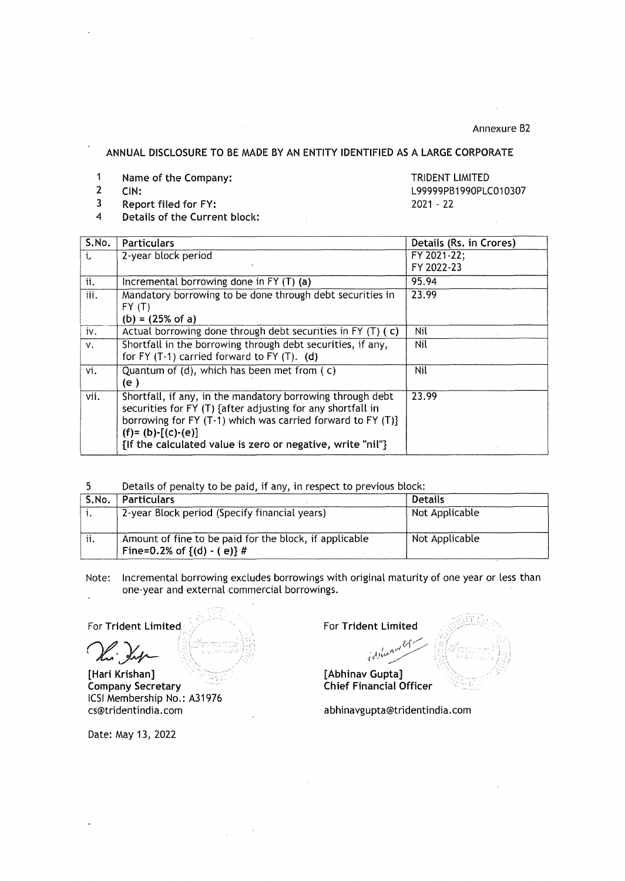Annexure B2

## ANNUAL DISCLOSURE TO BE MADE BY AN ENTITY IDENTIFIED AS A LARGE CORPORATE

1. **Name of the Company:** TRIDENT LIMITED
2. **CIN:** L99999PB1990PLC010307
3. **Report filed for FY:** 2021 - 22
4. **Details of the Current block:**

| S.No. | Particulars | Details (Rs. in Crores) |
|---|---|---|
| i. | 2-year block period | FY 2021-22; FY 2022-23 |
| ii. | Incremental borrowing done in FY (T) **(a)** | 95.94 |
| iii. | Mandatory borrowing to be done through debt securities in FY (T) **(b) = (25% of a)** | 23.99 |
| iv. | Actual borrowing done through debt securities in FY (T) **( c)** | Nil |
| v. | Shortfall in the borrowing through debt securities, if any, for FY (T-1) carried forward to FY (T). **(d)** | Nil |
| vi. | Quantum of (d), which has been met from ( c) **(e )** | Nil |
| vii. | Shortfall, if any, in the mandatory borrowing through debt securities for FY (T) {after adjusting for any shortfall in borrowing for FY (T-1) which was carried forward to FY (T)} **(f)= (b)-[(c)-(e)]** **{If the calculated value is zero or negative, write "nil"}** | 23.99 |

5. Details of penalty to be paid, if any, in respect to previous block:

| S.No. | Particulars | Details |
|---|---|---|
| i. | 2-year Block period (Specify financial years) | Not Applicable |
| ii. | Amount of fine to be paid for the block, if applicable **Fine=0.2% of {(d) - ( e)} #** | Not Applicable |

Note: Incremental borrowing excludes borrowings with original maturity of one year or less than one-year and external commercial borrowings.

For **Trident Limited**

**[Hari Krishan]**
**Company Secretary**
ICSI Membership No.: A31976
cs@tridentindia.com

For **Trident Limited**

**[Abhinav Gupta]**
**Chief Financial Officer**
abhinavgupta@tridentindia.com

Date: May 13, 2022